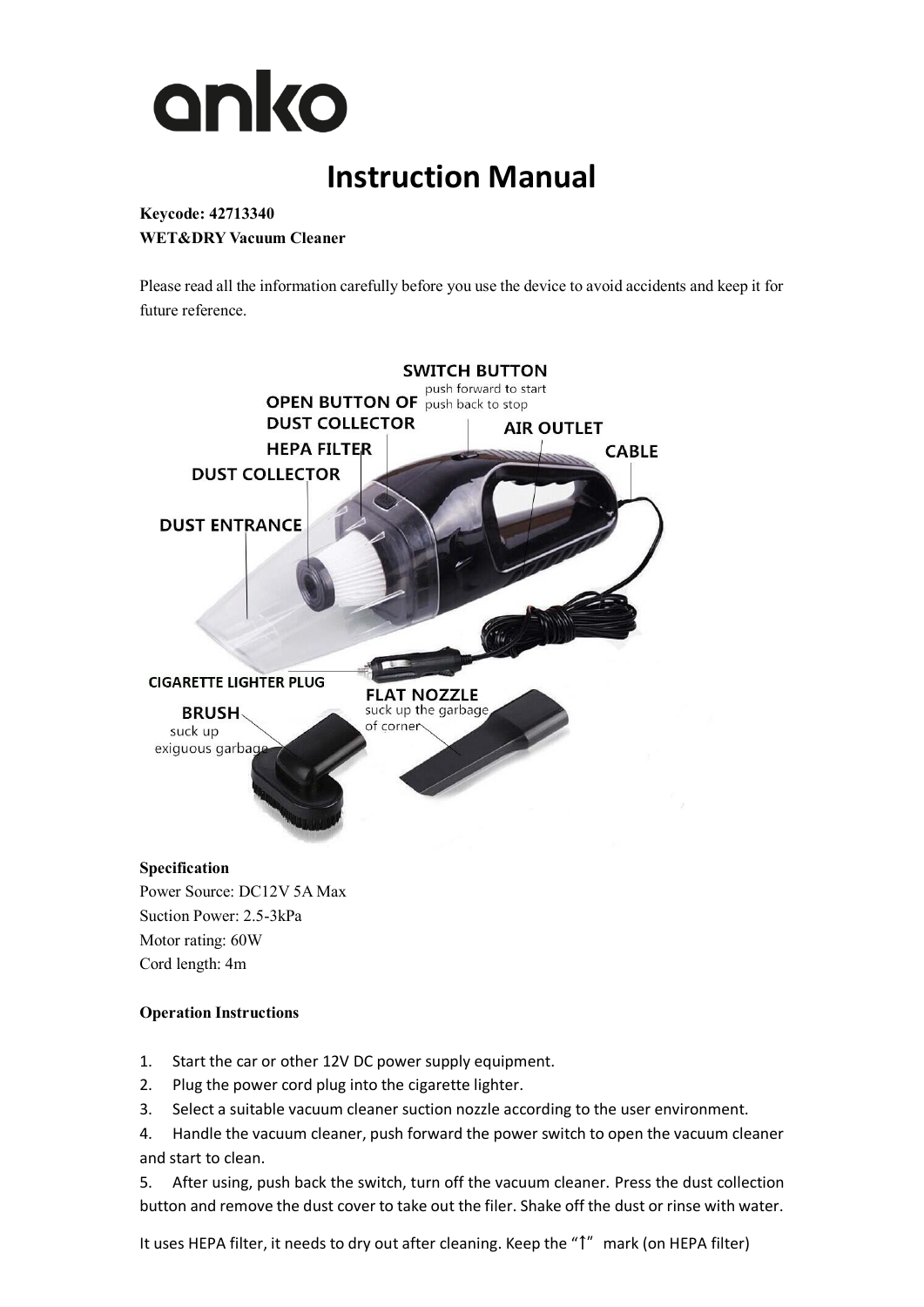# anko

## Instruction Manual

**Keycode: 42713340**
**WET&DRY Vacuum Cleaner**

Please read all the information carefully before you use the device to avoid accidents and keep it for future reference.

SWITCH BUTTON
push forward to start
push back to stop

OPEN BUTTON OF DUST COLLECTOR

AIR OUTLET

HEPA FILTER

CABLE

DUST COLLECTOR

DUST ENTRANCE

CIGARETTE LIGHTER PLUG

BRUSH
suck up exiguous garbage

FLAT NOZZLE
suck up the garbage of corner

**Specification**

Power Source: DC12V 5A Max
Suction Power: 2.5-3kPa
Motor rating: 60W
Cord length: 4m

**Operation Instructions**

1. Start the car or other 12V DC power supply equipment.
2. Plug the power cord plug into the cigarette lighter.
3. Select a suitable vacuum cleaner suction nozzle according to the user environment.
4. Handle the vacuum cleaner, push forward the power switch to open the vacuum cleaner and start to clean.
5. After using, push back the switch, turn off the vacuum cleaner. Press the dust collection button and remove the dust cover to take out the filer. Shake off the dust or rinse with water.

It uses HEPA filter, it needs to dry out after cleaning. Keep the "↑" mark (on HEPA filter)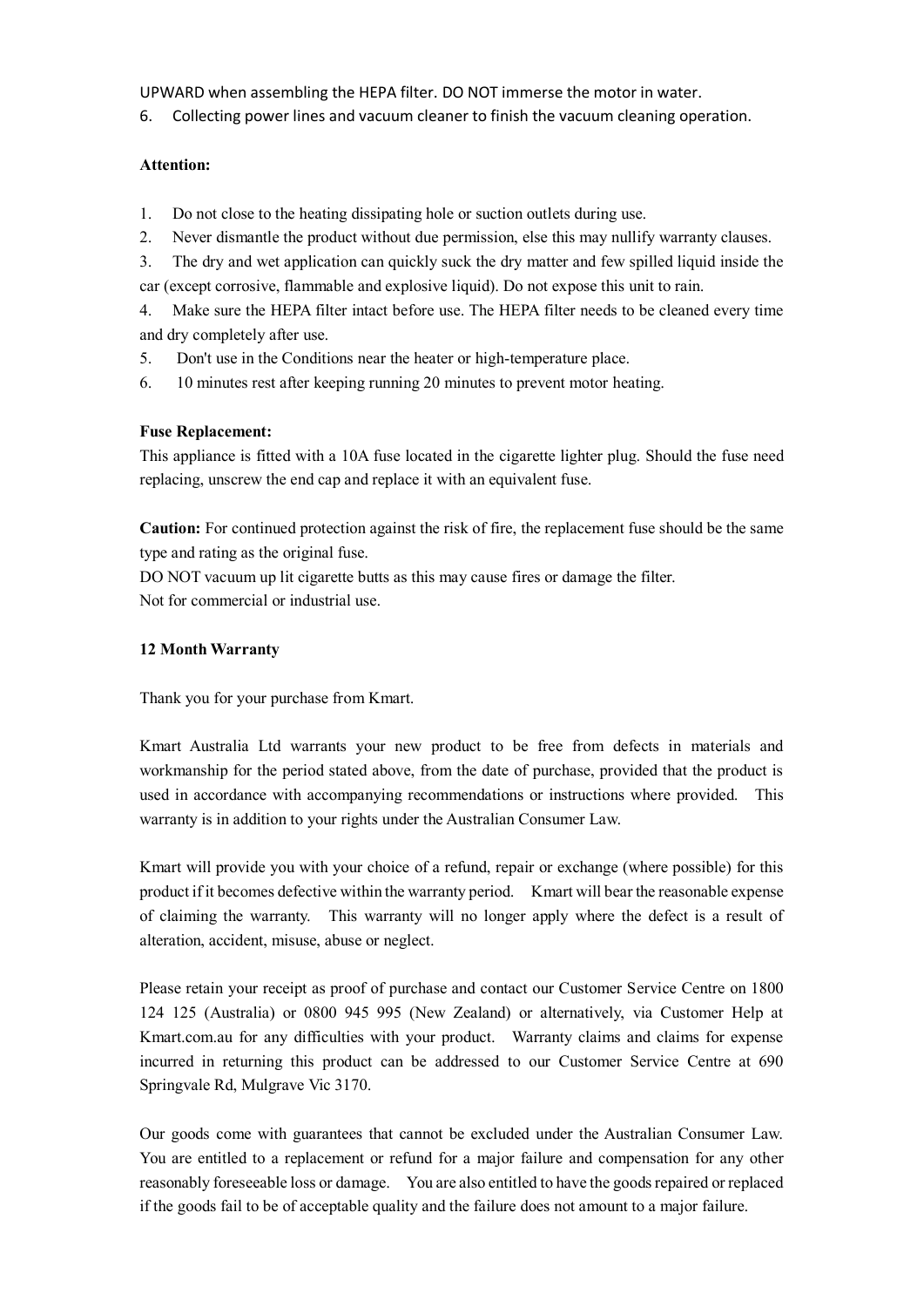UPWARD when assembling the HEPA filter. DO NOT immerse the motor in water.

6. Collecting power lines and vacuum cleaner to finish the vacuum cleaning operation.

**Attention:**

1. Do not close to the heating dissipating hole or suction outlets during use.
2. Never dismantle the product without due permission, else this may nullify warranty clauses.
3. The dry and wet application can quickly suck the dry matter and few spilled liquid inside the car (except corrosive, flammable and explosive liquid). Do not expose this unit to rain.
4. Make sure the HEPA filter intact before use. The HEPA filter needs to be cleaned every time and dry completely after use.
5. Don't use in the Conditions near the heater or high-temperature place.
6. 10 minutes rest after keeping running 20 minutes to prevent motor heating.

**Fuse Replacement:**

This appliance is fitted with a 10A fuse located in the cigarette lighter plug. Should the fuse need replacing, unscrew the end cap and replace it with an equivalent fuse.

**Caution:** For continued protection against the risk of fire, the replacement fuse should be the same type and rating as the original fuse.

DO NOT vacuum up lit cigarette butts as this may cause fires or damage the filter.

Not for commercial or industrial use.

**12 Month Warranty**

Thank you for your purchase from Kmart.

Kmart Australia Ltd warrants your new product to be free from defects in materials and workmanship for the period stated above, from the date of purchase, provided that the product is used in accordance with accompanying recommendations or instructions where provided. This warranty is in addition to your rights under the Australian Consumer Law.

Kmart will provide you with your choice of a refund, repair or exchange (where possible) for this product if it becomes defective within the warranty period. Kmart will bear the reasonable expense of claiming the warranty. This warranty will no longer apply where the defect is a result of alteration, accident, misuse, abuse or neglect.

Please retain your receipt as proof of purchase and contact our Customer Service Centre on 1800 124 125 (Australia) or 0800 945 995 (New Zealand) or alternatively, via Customer Help at Kmart.com.au for any difficulties with your product. Warranty claims and claims for expense incurred in returning this product can be addressed to our Customer Service Centre at 690 Springvale Rd, Mulgrave Vic 3170.

Our goods come with guarantees that cannot be excluded under the Australian Consumer Law. You are entitled to a replacement or refund for a major failure and compensation for any other reasonably foreseeable loss or damage. You are also entitled to have the goods repaired or replaced if the goods fail to be of acceptable quality and the failure does not amount to a major failure.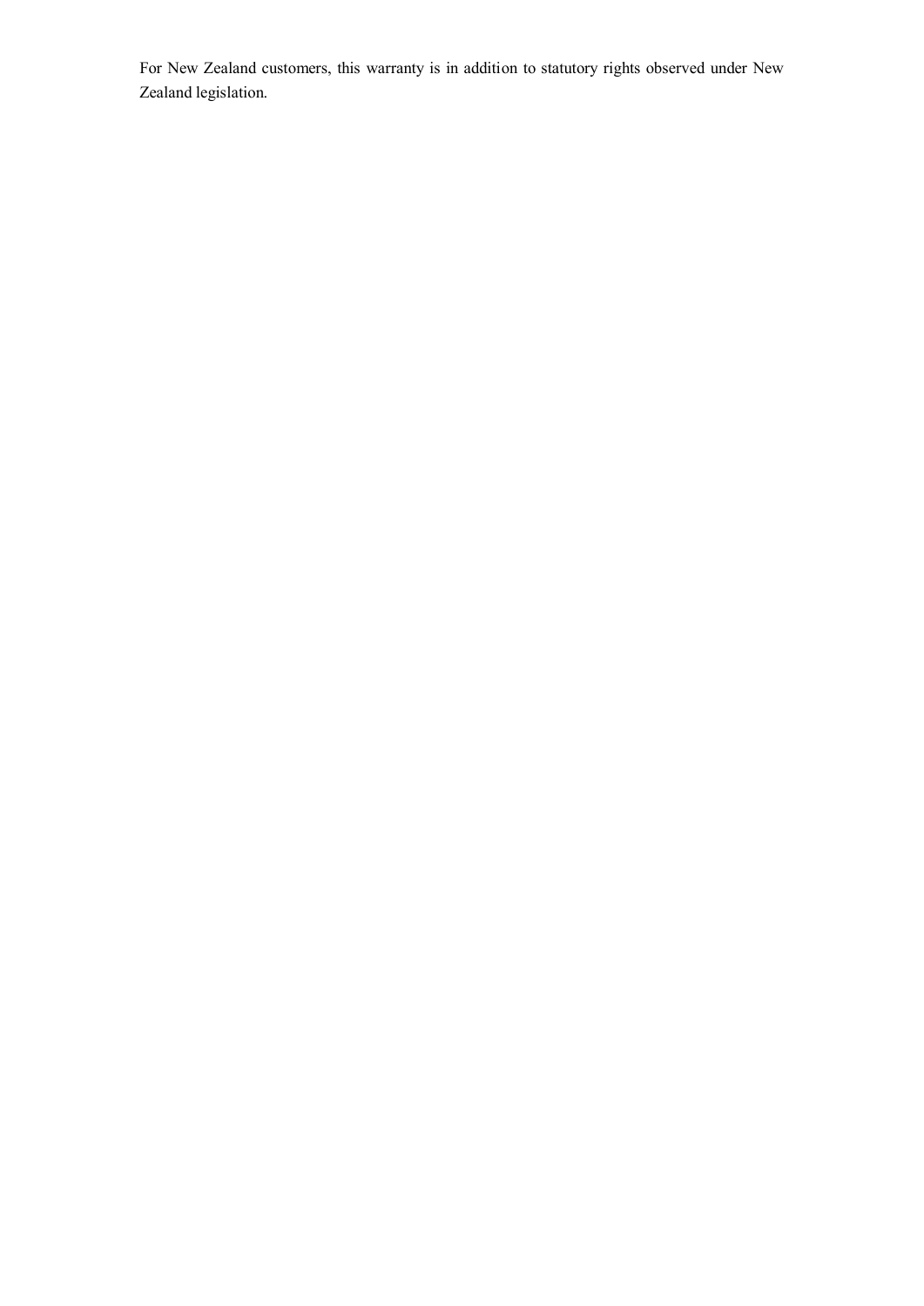For New Zealand customers, this warranty is in addition to statutory rights observed under New Zealand legislation.